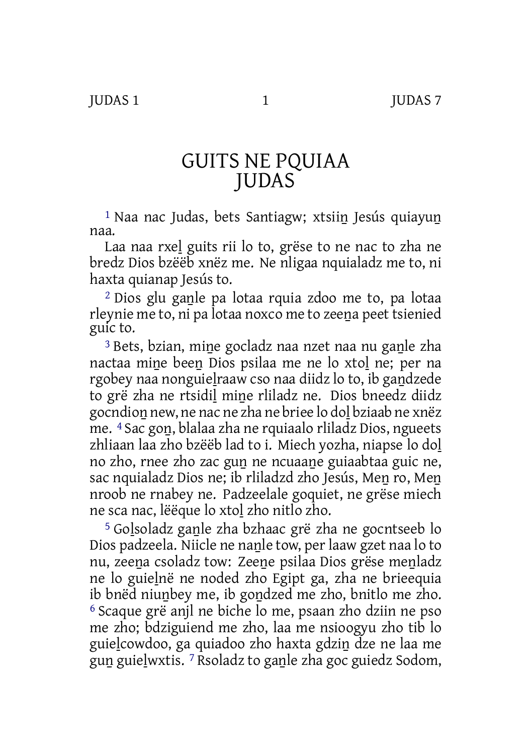# GUITS NE PQUIAA JUDAS

1 Naa nac Judas, bets Santiagw; xtsiin̲ Jesús quiayun̲ naa.

Laa naa rxel̲ guits rii lo to, grëse to ne nac to zha ne bredz Dios bzëëb xnëz me. Ne nligaa nquialadz me to, ni haxta quianap Jesús to.

2 Dios glu gan̲le pa lotaa rquia zdoo me to, pa lotaa rleynie me to, ni pa lotaa noxco me to zeen̲a peet tsienied guic to.

3 Bets, bzian, min̲e gocladz naa nzet naa nu gan̲le zha nactaa min̲e been̲ Dios psilaa me ne lo xtol̲ ne; per na rgobey naa nonguiel̲raaw cso naa diidz lo to, ib gan̲dzede to grë zha ne rtsidil̲ min̲e rliladz ne. Dios bneedz diidz gocndion̲ new, ne nac ne zha ne briee lo dol̲ bziaab ne xnëz me. 4 Sac gon̲, blalaa zha ne rquiaalo rliladz Dios, ngueets zhliaan laa zho bzëëb lad to i. Miech yozha, niapse lo dol̲ no zho, rnee zho zac gun̲ ne ncuaan̲e guiaabtaa guic ne, sac nquialadz Dios ne; ib rliladzd zho Jesús, Men̲ ro, Men̲ nroob ne rnabey ne. Padzeelale goquiet, ne grëse miech ne sca nac, lëëque lo xtol̲ zho nitlo zho.

5 Gol̲soladz gan̲le zha bzhaac grë zha ne gocntseeb lo Dios padzeela. Niicle ne nan̲le tow, per laaw gzet naa lo to nu, zeen̲a csoladz tow: Zeen̲e psilaa Dios grëse men̲ladz ne lo guiel̲në ne noded zho Egipt ga, zha ne brieequia ib bnëd niun̲bey me, ib gon̲dzed me zho, bnitlo me zho. 6 Scaque grë anjl ne biche lo me, psaan zho dziin ne pso me zho; bdziguiend me zho, laa me nsioogyu zho tib lo guiel̲cowdoo, ga quiadoo zho haxta gdzin̲ dze ne laa me gun̲ guiel̲wxtis. 7 Rsoladz to gan̲le zha goc guiedz Sodom,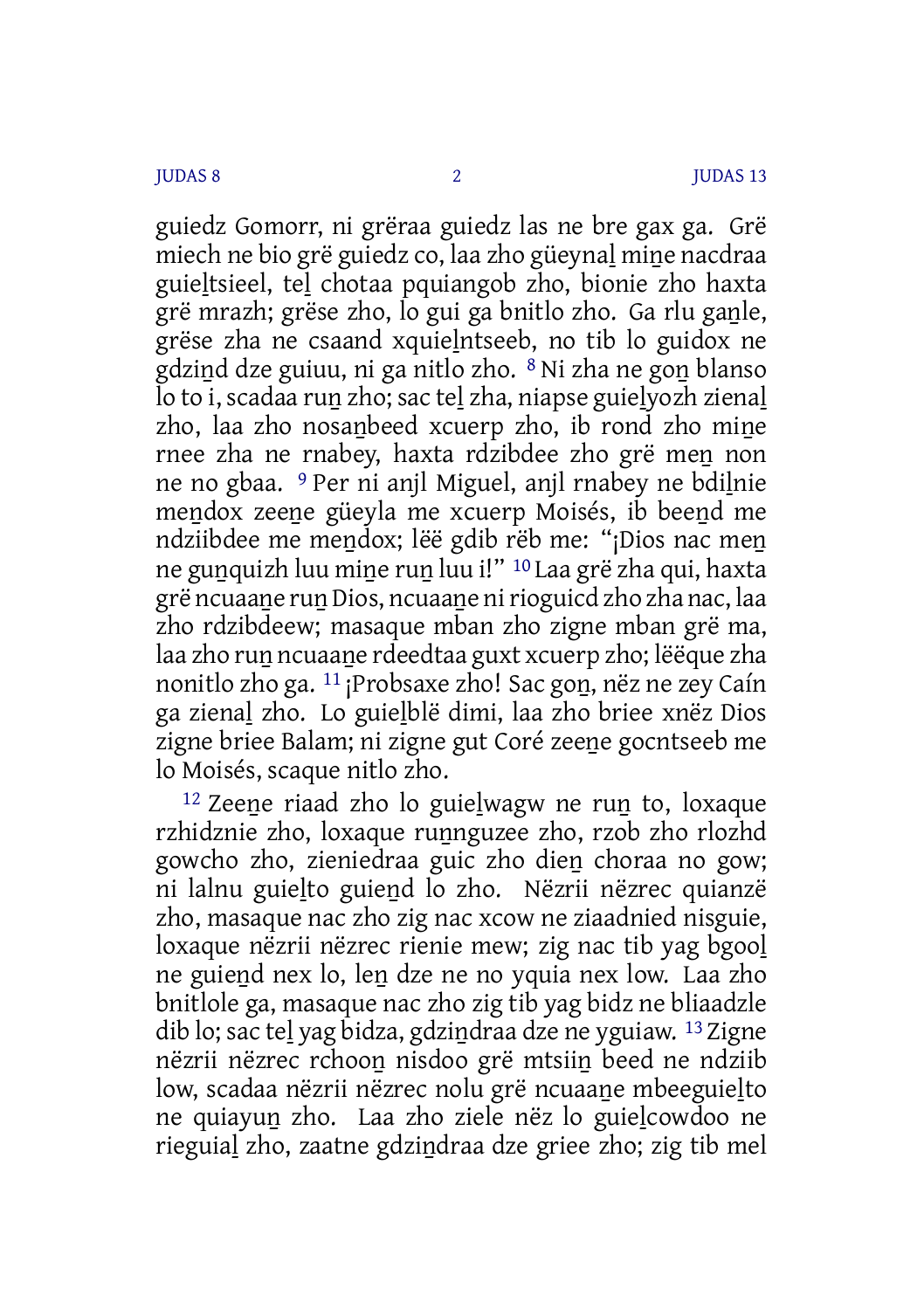guiedz Gomorr, ni grëraa guiedz las ne bre gax ga. Grë miech ne bio grë guiedz co, laa zho güeynaḻ miṉe nacdraa guieḻtsieel, teḻ chotaa pquiangob zho, bionie zho haxta grë mrazh; grëse zho, lo gui ga bnitlo zho. Ga rlu gaṉle, grëse zha ne csaand xquieḻntseeb, no tib lo guidox ne gdziṉd dze guiuu, ni ga nitlo zho. 8 Ni zha ne goṉ blanso lo to i, scadaa ruṉ zho; sac teḻ zha, niapse guieḻyozh zienaḻ zho, laa zho nosaṉbeed xcuerp zho, ib rond zho miṉe rnee zha ne rnabey, haxta rdzibdee zho grë meṉ non ne no gbaa. 9 Per ni anjl Miguel, anjl rnabey ne bdiḻnie meṉdox zeeṉe güeyla me xcuerp Moisés, ib beeṉd me ndziibdee me meṉdox; lëë gdib rëb me: “¡Dios nac meṉ ne guṉquizh luu miṉe ruṉ luu i!” 10 Laa grë zha qui, haxta grë ncuaaṉe ruṉ Dios, ncuaaṉe ni rioguicd zho zha nac, laa zho rdzibdeew; masaque mban zho zigne mban grë ma, laa zho ruṉ ncuaaṉe rdeedtaa guxt xcuerp zho; lëëque zha nonitlo zho ga. 11 ¡Probsaxe zho! Sac goṉ, nëz ne zey Caín ga zienaḻ zho. Lo guieḻblë dimi, laa zho briee xnëz Dios zigne briee Balam; ni zigne gut Coré zeeṉe gocntseeb me lo Moisés, scaque nitlo zho.

12 Zeeṉe riaad zho lo guieḻwagw ne ruṉ to, loxaque rzhidznie zho, loxaque ruṉnguzee zho, rzob zho rlozhd gowcho zho, zieniedraa guic zho dieṉ choraa no gow; ni lalnu guieḻto guieṉd lo zho. Nëzrii nëzrec quianzë zho, masaque nac zho zig nac xcow ne ziaadnied nisguie, loxaque nëzrii nëzrec rienie mew; zig nac tib yag bgooḻ ne guieṉd nex lo, leṉ dze ne no yquia nex low. Laa zho bnitlole ga, masaque nac zho zig tib yag bidz ne bliaadzle dib lo; sac teḻ yag bidza, gdziṉdraa dze ne yguiaw. 13 Zigne nëzrii nëzrec rchooṉ nisdoo grë mtsiiṉ beed ne ndziib low, scadaa nëzrii nëzrec nolu grë ncuaaṉe mbeeguieḻto ne quiayuṉ zho. Laa zho ziele nëz lo guieḻcowdoo ne rieguiaḻ zho, zaatne gdziṉdraa dze griee zho; zig tib mel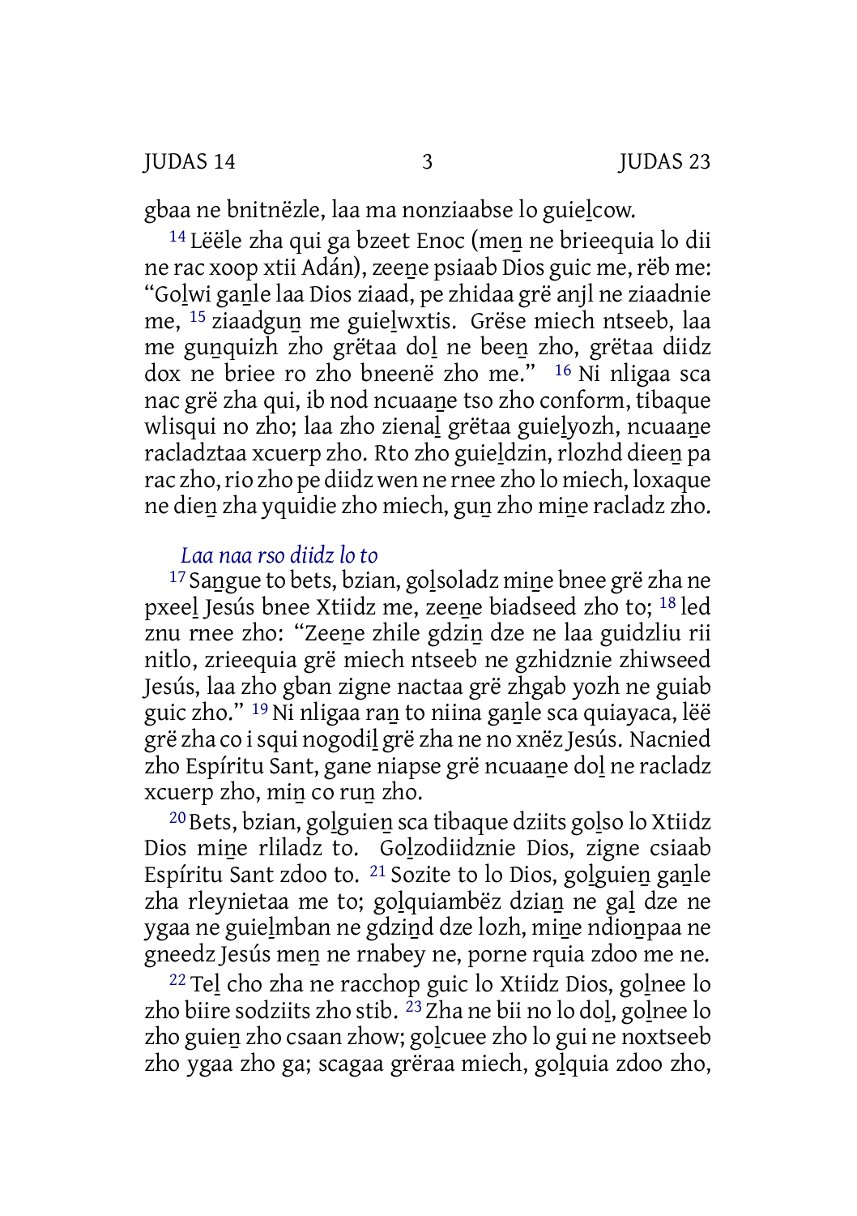gbaa ne bnitnëzle, laa ma nonziaabse lo guiel̲cow.

[14] Lëële zha qui ga bzeet Enoc (men̲ ne brieequia lo dii ne rac xoop xtii Adán), zeen̲e psiaab Dios guic me, rëb me: “Gol̲wi gan̲le laa Dios ziaad, pe zhidaa grë anjl ne ziaadnie me, [15] ziaadgun̲ me guiel̲wxtis. Grëse miech ntseeb, laa me gun̲quizh zho grëtaa dol̲ ne been̲ zho, grëtaa diidz dox ne briee ro zho bneenë zho me.” [16] Ni nligaa sca nac grë zha qui, ib nod ncuaan̲e tso zho conform, tibaque wlisqui no zho; laa zho zienal̲ grëtaa guiel̲yozh, ncuaan̲e racladztaa xcuerp zho. Rto zho guiel̲dzin, rlozhd dieen̲ pa rac zho, rio zho pe diidz wen ne rnee zho lo miech, loxaque ne dien̲ zha yquidie zho miech, gun̲ zho min̲e racladz zho.

*Laa naa rso diidz lo to*

[17] San̲gue to bets, bzian, gol̲soladz min̲e bnee grë zha ne pxeel̲ Jesús bnee Xtiidz me, zeen̲e biadseed zho to; [18] led znu rnee zho: “Zeen̲e zhile gdzin̲ dze ne laa guidzliu rii nitlo, zrieequia grë miech ntseeb ne gzhidznie zhiwseed Jesús, laa zho gban zigne nactaa grë zhgab yozh ne guiab guic zho.” [19] Ni nligaa ran̲ to niina gan̲le sca quiayaca, lëë grë zha co i squi nogodil̲ grë zha ne no xnëz Jesús. Nacnied zho Espíritu Sant, gane niapse grë ncuaan̲e dol̲ ne racladz xcuerp zho, min̲ co run̲ zho.

[20] Bets, bzian, gol̲guien̲ sca tibaque dziits gol̲so lo Xtiidz Dios min̲e rliladz to. Gol̲zodiidznie Dios, zigne csiaab Espíritu Sant zdoo to. [21] Sozite to lo Dios, gol̲guien̲ gan̲le zha rleynietaa me to; gol̲quiambë dzian̲ ne gal̲ dze ne ygaa ne guiel̲mban ne gdzin̲d dze lozh, min̲e ndion̲paa ne gneedz Jesús men̲ ne rnabey ne, porne rquia zdoo me ne.

[22] Tel̲ cho zha ne racchop guic lo Xtiidz Dios, gol̲nee lo zho biire sodziits zho stib. [23] Zha ne bii no lo dol̲, gol̲nee lo zho guien̲ zho csaan zhow; gol̲cuee zho lo gui ne noxtseeb zho ygaa zho ga; scagaa grëraa miech, gol̲quia zdoo zho,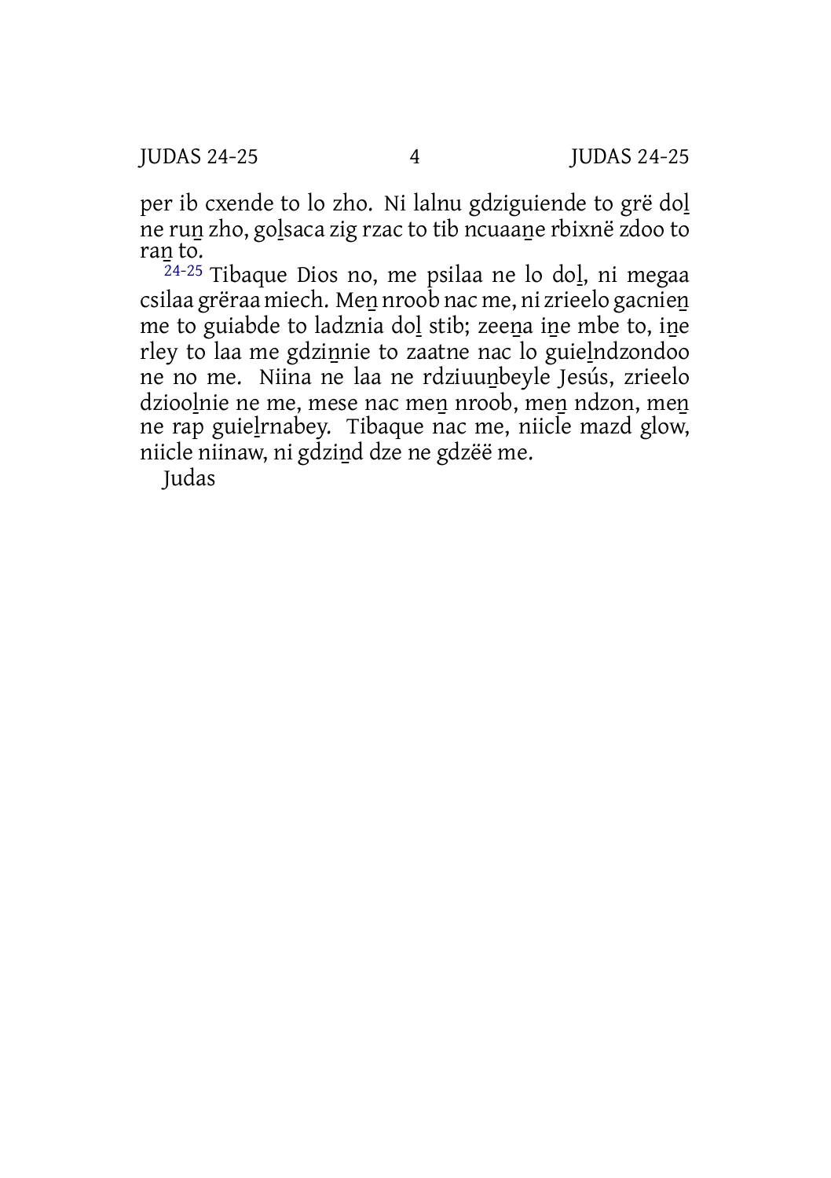per ib cxende to lo zho. Ni lalnu gdziguiende to grë dol̲ ne run̲ zho, gol̲saca zig rzac to tib ncuaan̲e rbixnë zdoo to ran̲ to.

24-25 Tibaque Dios no, me psilaa ne lo dol̲, ni megaa csilaa grëraa miech. Men̲ nroob nac me, ni zrieelo gacnien̲ me to guiabde to ladznia dol̲ stib; zeen̲a in̲e mbe to, in̲e rley to laa me gdzin̲nie to zaatne nac lo guiel̲ndzondoo ne no me. Niina ne laa ne rdziuun̲beyle Jesús, zrieelo dziool̲nie ne me, mese nac men̲ nroob, men̲ ndzon, men̲ ne rap guiel̲rnabey. Tibaque nac me, niicle mazd glow, niicle niinaw, ni gdzin̲d dze ne gdzëë me.

Judas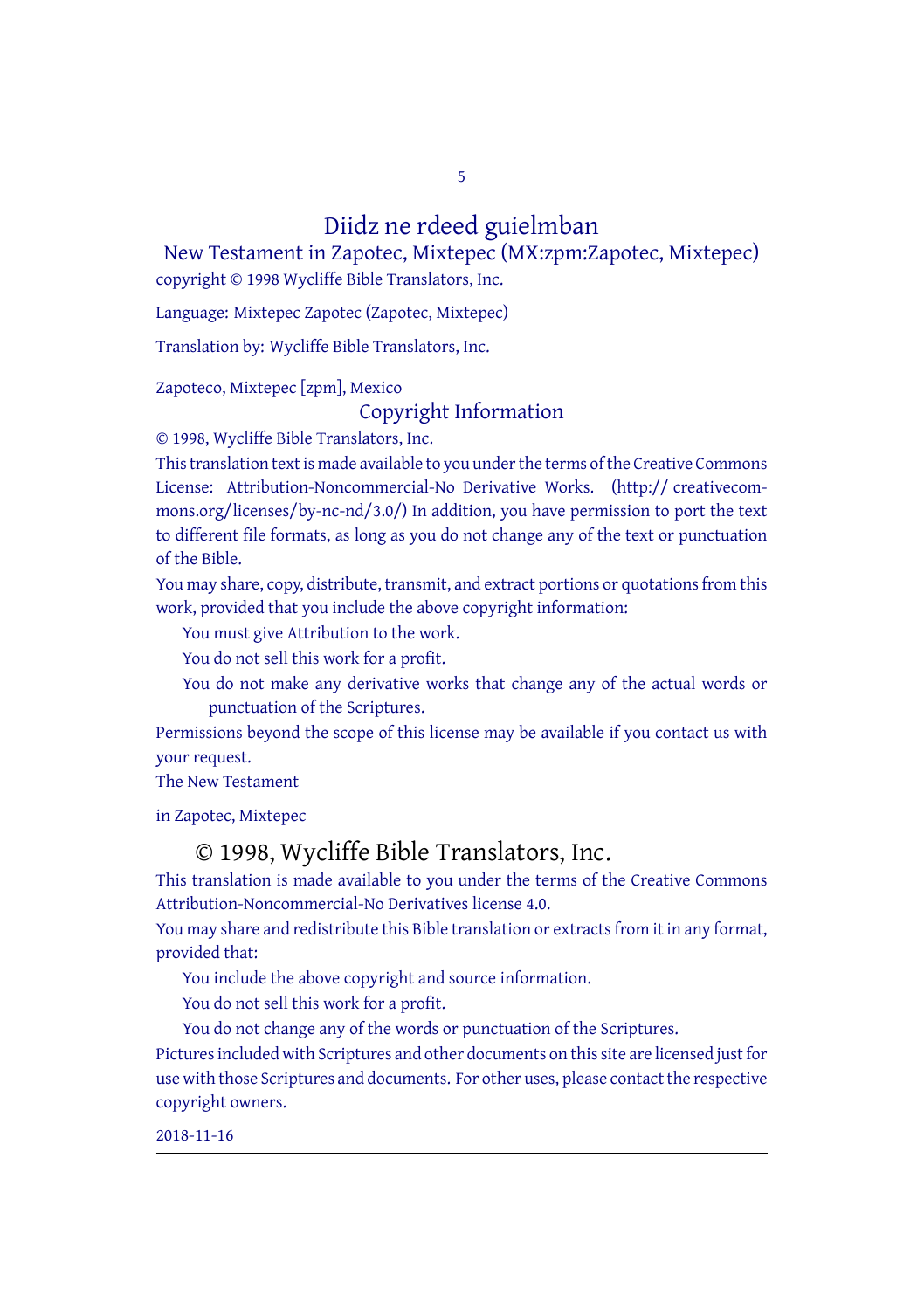# Diidz ne rdeed guielmban

## New Testament in Zapotec, Mixtepec (MX:zpm:Zapotec, Mixtepec)

copyright © 1998 Wycliffe Bible Translators, Inc.

Language: Mixtepec Zapotec (Zapotec, Mixtepec)

Translation by: Wycliffe Bible Translators, Inc.

Zapoteco, Mixtepec [zpm], Mexico

## Copyright Information

© 1998, Wycliffe Bible Translators, Inc.

This translation text is made available to you under the terms of the Creative Commons License: Attribution-Noncommercial-No Derivative Works. (http:// creativecommons.org/licenses/by-nc-nd/3.0/) In addition, you have permission to port the text to different file formats, as long as you do not change any of the text or punctuation of the Bible.

You may share, copy, distribute, transmit, and extract portions or quotations from this work, provided that you include the above copyright information:

- You must give Attribution to the work.
- You do not sell this work for a profit.
- You do not make any derivative works that change any of the actual words or punctuation of the Scriptures.

Permissions beyond the scope of this license may be available if you contact us with your request.

The New Testament

in Zapotec, Mixtepec

## © 1998, Wycliffe Bible Translators, Inc.

This translation is made available to you under the terms of the Creative Commons Attribution-Noncommercial-No Derivatives license 4.0.

You may share and redistribute this Bible translation or extracts from it in any format, provided that:

- You include the above copyright and source information.
- You do not sell this work for a profit.
- You do not change any of the words or punctuation of the Scriptures.

Pictures included with Scriptures and other documents on this site are licensed just for use with those Scriptures and documents. For other uses, please contact the respective copyright owners.

2018-11-16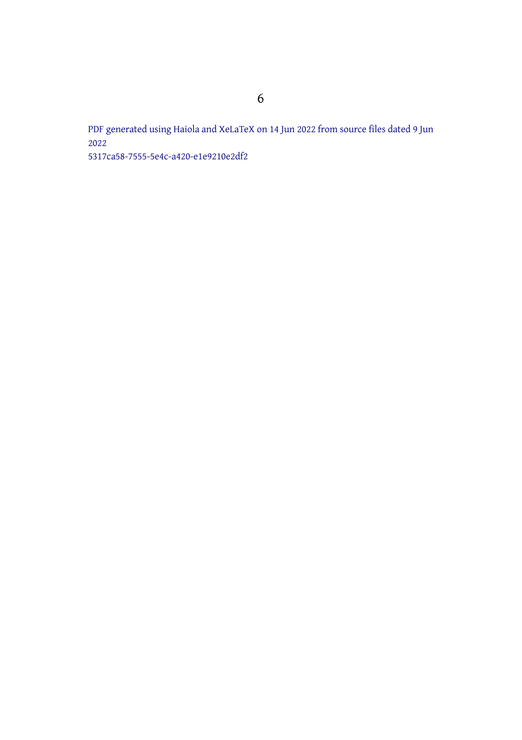PDF generated using Haiola and XeLaTeX on 14 Jun 2022 from source files dated 9 Jun 2022

5317ca58-7555-5e4c-a420-e1e9210e2df2